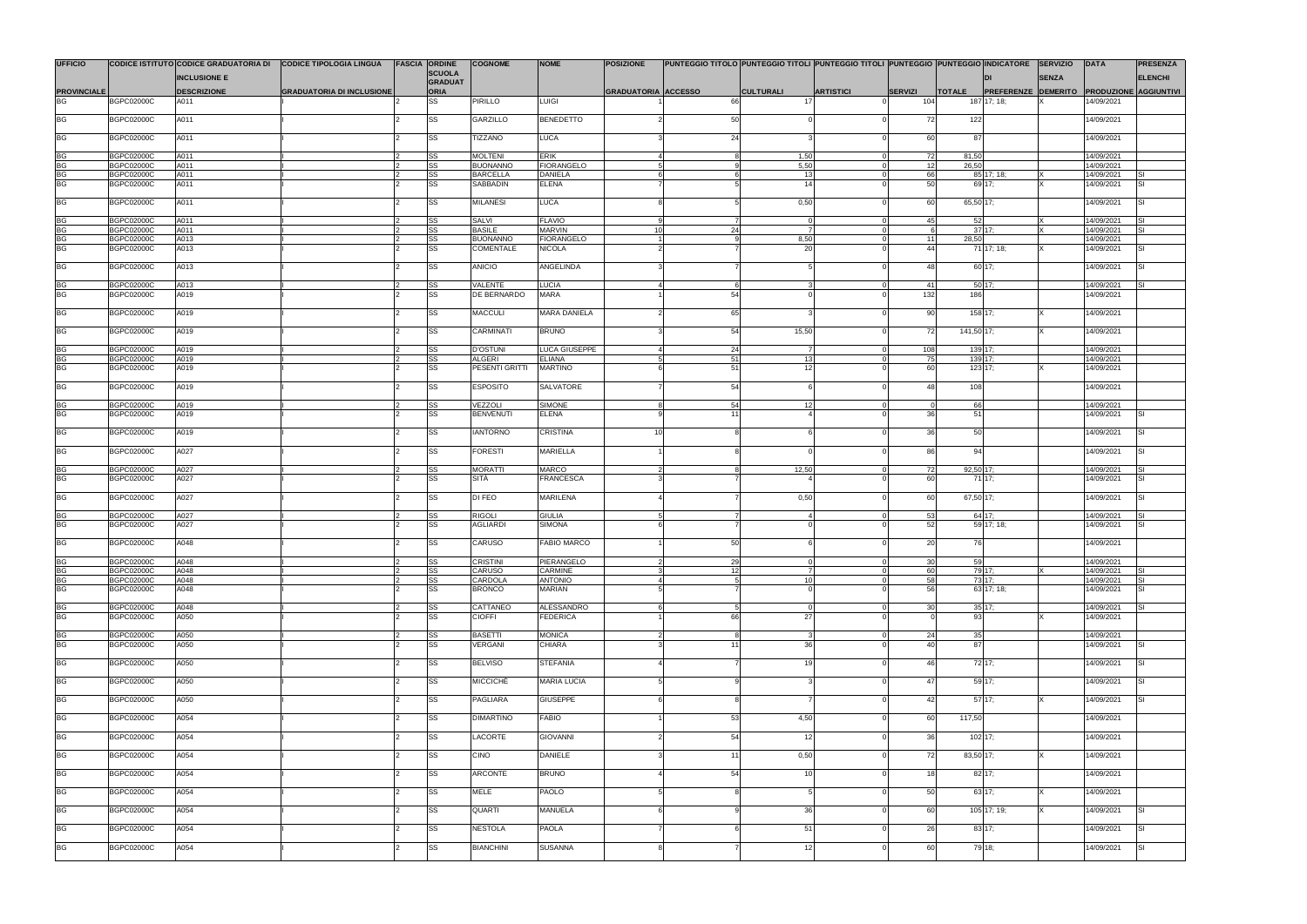| UFFICIO | CODICE ISTITUTO | CODICE GRADUATORIA DI INCLUSIONE E DESCRIZIONE | CODICE TIPOLOGIA LINGUA GRADUATORIA DI INCLUSIONE | FASCIA | ORDINE SCUOLA GRADUATORIA | COGNOME | NOME | POSIZIONE GRADUATORIA | PUNTEGGIO TITOLO ACCESSO | PUNTEGGIO TITOLI CULTURALI | PUNTEGGIO TITOLI ARTISTICI | PUNTEGGIO SERVIZI | PUNTEGGIO TOTALE | INDICATORE DI PREFERENZE | SERVIZIO SENZA DEMERITO | DATA PRODUZIONE | PRESENZA ELENCHI AGGIUNTIVI |
|---|---|---|---|---|---|---|---|---|---|---|---|---|---|---|---|---|---|
| PROVINCIALE | | | | | | | | | | | | | | | | | |
| BG | BGPC02000C | A011 | I | 2 | SS | PIRILLO | LUIGI | 1 | 66 | 17 | 0 | 104 | 187 | 17; 18; | X | 14/09/2021 | |
| BG | BGPC02000C | A011 | I | 2 | SS | GARZILLO | BENEDETTO | 2 | 50 | 0 | 0 | 72 | 122 | | | 14/09/2021 | |
| BG | BGPC02000C | A011 | I | 2 | SS | TIZZANO | LUCA | 3 | 24 | 3 | 0 | 60 | 87 | | | 14/09/2021 | |
| BG | BGPC02000C | A011 | I | 2 | SS | MOLTENI | ERIK | 4 | 8 | 1,50 | 0 | 72 | 81,50 | | | 14/09/2021 | |
| BG | BGPC02000C | A011 | I | 2 | SS | BUONANNO | FIORANGELO | 5 | 9 | 5,50 | 0 | 12 | 26,50 | | | 14/09/2021 | |
| BG | BGPC02000C | A011 | I | 2 | SS | BARCELLA | DANIELA | 6 | 6 | 13 | 0 | 66 | 85 | 17; 18; | X | 14/09/2021 | SI |
| BG | BGPC02000C | A011 | I | 2 | SS | SABBADIN | ELENA | 7 | 5 | 14 | 0 | 50 | 69 | 17; | X | 14/09/2021 | SI |
| BG | BGPC02000C | A011 | I | 2 | SS | MILANESI | LUCA | 8 | 5 | 0,50 | 0 | 60 | 65,50 | 17; | | 14/09/2021 | SI |
| BG | BGPC02000C | A011 | I | 2 | SS | SALVI | FLAVIO | 9 | 7 | 0 | 0 | 45 | 52 | | X | 14/09/2021 | SI |
| BG | BGPC02000C | A011 | I | 2 | SS | BASILE | MARVIN | 10 | 24 | 7 | 0 | 6 | 37 | 17; | X | 14/09/2021 | SI |
| BG | BGPC02000C | A013 | I | 2 | SS | BUONANNO | FIORANGELO | 1 | 9 | 8,50 | 0 | 11 | 28,50 | | | 14/09/2021 | |
| BG | BGPC02000C | A013 | I | 2 | SS | COMENTALE | NICOLA | 2 | 7 | 20 | 0 | 44 | 71 | 17; 18; | X | 14/09/2021 | SI |
| BG | BGPC02000C | A013 | I | 2 | SS | ANICIO | ANGELINDA | 3 | 7 | 5 | 0 | 48 | 60 | 17; | | 14/09/2021 | SI |
| BG | BGPC02000C | A013 | I | 2 | SS | VALENTE | LUCIA | 4 | 6 | 3 | 0 | 41 | 50 | 17; | | 14/09/2021 | SI |
| BG | BGPC02000C | A019 | I | 2 | SS | DE BERNARDO | MARA | 1 | 54 | 0 | 0 | 132 | 186 | | | 14/09/2021 | |
| BG | BGPC02000C | A019 | I | 2 | SS | MACCULI | MARA DANIELA | 2 | 65 | 3 | 0 | 90 | 158 | 17; | X | 14/09/2021 | |
| BG | BGPC02000C | A019 | I | 2 | SS | CARMINATI | BRUNO | 3 | 54 | 15,50 | 0 | 72 | 141,50 | 17; | X | 14/09/2021 | |
| BG | BGPC02000C | A019 | I | 2 | SS | D'OSTUNI | LUCA GIUSEPPE | 4 | 24 | 7 | 0 | 108 | 139 | 17; | | 14/09/2021 | |
| BG | BGPC02000C | A019 | I | 2 | SS | ALGERI | ELIANA | 5 | 51 | 13 | 0 | 75 | 139 | 17; | | 14/09/2021 | |
| BG | BGPC02000C | A019 | I | 2 | SS | PESENTI GRITTI | MARTINO | 6 | 51 | 12 | 0 | 60 | 123 | 17; | X | 14/09/2021 | |
| BG | BGPC02000C | A019 | I | 2 | SS | ESPOSITO | SALVATORE | 7 | 54 | 6 | 0 | 48 | 108 | | | 14/09/2021 | |
| BG | BGPC02000C | A019 | I | 2 | SS | VEZZOLI | SIMONE | 8 | 54 | 12 | 0 | 0 | 66 | | | 14/09/2021 | |
| BG | BGPC02000C | A019 | I | 2 | SS | BENVENUTI | ELENA | 9 | 11 | 4 | 0 | 36 | 51 | | | 14/09/2021 | SI |
| BG | BGPC02000C | A019 | I | 2 | SS | IANTORNO | CRISTINA | 10 | 8 | 6 | 0 | 36 | 50 | | | 14/09/2021 | SI |
| BG | BGPC02000C | A027 | I | 2 | SS | FORESTI | MARIELLA | 1 | 8 | 0 | 0 | 86 | 94 | | | 14/09/2021 | SI |
| BG | BGPC02000C | A027 | I | 2 | SS | MORATTI | MARCO | 2 | 8 | 12,50 | 0 | 72 | 92,50 | 17; | | 14/09/2021 | SI |
| BG | BGPC02000C | A027 | I | 2 | SS | SITÀ | FRANCESCA | 3 | 7 | 4 | 0 | 60 | 71 | 17; | | 14/09/2021 | SI |
| BG | BGPC02000C | A027 | I | 2 | SS | DI FEO | MARILENA | 4 | 7 | 0,50 | 0 | 60 | 67,50 | 17; | | 14/09/2021 | SI |
| BG | BGPC02000C | A027 | I | 2 | SS | RIGOLI | GIULIA | 5 | 7 | 4 | 0 | 53 | 64 | 17; | | 14/09/2021 | SI |
| BG | BGPC02000C | A027 | I | 2 | SS | AGLIARDI | SIMONA | 6 | 7 | 0 | 0 | 52 | 59 | 17; 18; | | 14/09/2021 | SI |
| BG | BGPC02000C | A048 | I | 2 | SS | CARUSO | FABIO MARCO | 1 | 50 | 6 | 0 | 20 | 76 | | | 14/09/2021 | |
| BG | BGPC02000C | A048 | I | 2 | SS | CRISTINI | PIERANGELO | 2 | 29 | 0 | 0 | 30 | 59 | | | 14/09/2021 | |
| BG | BGPC02000C | A048 | I | 2 | SS | CARUSO | CARMINE | 3 | 12 | 7 | 0 | 60 | 79 | 17; | X | 14/09/2021 | SI |
| BG | BGPC02000C | A048 | I | 2 | SS | CARDOLA | ANTONIO | 4 | 5 | 10 | 0 | 58 | 73 | 17; | | 14/09/2021 | SI |
| BG | BGPC02000C | A048 | I | 2 | SS | BRONCO | MARIAN | 5 | 7 | 0 | 0 | 56 | 63 | 17; 18; | | 14/09/2021 | SI |
| BG | BGPC02000C | A048 | I | 2 | SS | CATTANEO | ALESSANDRO | 6 | 5 | 0 | 0 | 30 | 35 | 17; | | 14/09/2021 | SI |
| BG | BGPC02000C | A050 | I | 2 | SS | CIOFFI | FEDERICA | 1 | 66 | 27 | 0 | 0 | 93 | | X | 14/09/2021 | |
| BG | BGPC02000C | A050 | I | 2 | SS | BASETTI | MONICA | 2 | 8 | 3 | 0 | 24 | 35 | | | 14/09/2021 | |
| BG | BGPC02000C | A050 | I | 2 | SS | VERGANI | CHIARA | 3 | 11 | 36 | 0 | 40 | 87 | | | 14/09/2021 | SI |
| BG | BGPC02000C | A050 | I | 2 | SS | BELVISO | STEFANIA | 4 | 7 | 19 | 0 | 46 | 72 | 17; | | 14/09/2021 | SI |
| BG | BGPC02000C | A050 | I | 2 | SS | MICCICHÈ | MARIA LUCIA | 5 | 9 | 3 | 0 | 47 | 59 | 17; | | 14/09/2021 | SI |
| BG | BGPC02000C | A050 | I | 2 | SS | PAGLIARA | GIUSEPPE | 6 | 8 | 7 | 0 | 42 | 57 | 17; | X | 14/09/2021 | SI |
| BG | BGPC02000C | A054 | I | 2 | SS | DIMARTINO | FABIO | 1 | 53 | 4,50 | 0 | 60 | 117,50 | | | 14/09/2021 | |
| BG | BGPC02000C | A054 | I | 2 | SS | LACORTE | GIOVANNI | 2 | 54 | 12 | 0 | 36 | 102 | 17; | | 14/09/2021 | |
| BG | BGPC02000C | A054 | I | 2 | SS | CINO | DANIELE | 3 | 11 | 0,50 | 0 | 72 | 83,50 | 17; | X | 14/09/2021 | |
| BG | BGPC02000C | A054 | I | 2 | SS | ARCONTE | BRUNO | 4 | 54 | 10 | 0 | 18 | 82 | 17; | | 14/09/2021 | |
| BG | BGPC02000C | A054 | I | 2 | SS | MELE | PAOLO | 5 | 8 | 5 | 0 | 50 | 63 | 17; | X | 14/09/2021 | |
| BG | BGPC02000C | A054 | I | 2 | SS | QUARTI | MANUELA | 6 | 9 | 36 | 0 | 60 | 105 | 17; 19; | X | 14/09/2021 | SI |
| BG | BGPC02000C | A054 | I | 2 | SS | NESTOLA | PAOLA | 7 | 6 | 51 | 0 | 26 | 83 | 17; | | 14/09/2021 | SI |
| BG | BGPC02000C | A054 | I | 2 | SS | BIANCHINI | SUSANNA | 8 | 7 | 12 | 0 | 60 | 79 | 18; | | 14/09/2021 | SI |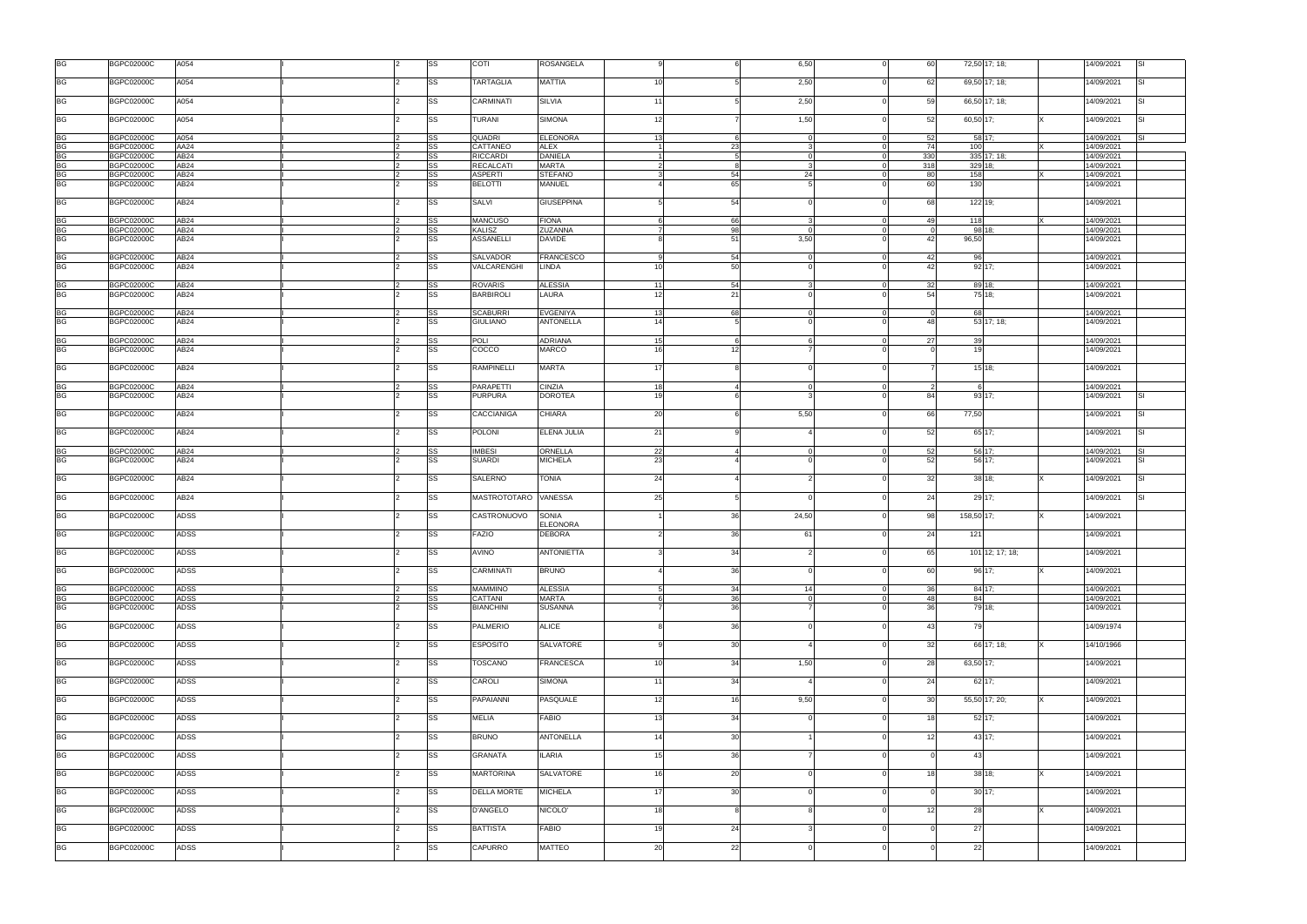| | | | | | | | | | | | | | | | | | |
|---|---|---|---|---|---|---|---|---|---|---|---|---|---|---|---|---|---|
| BG | BGPC02000C | A054 | I | 2 | SS | COTI | ROSANGELA | 9 | 6 | 6,50 | 0 | 60 | 72,50 | 17; 18; | | 14/09/2021 | SI |
| BG | BGPC02000C | A054 | I | 2 | SS | TARTAGLIA | MATTIA | 10 | 5 | 2,50 | 0 | 62 | 69,50 | 17; 18; | | 14/09/2021 | SI |
| BG | BGPC02000C | A054 | I | 2 | SS | CARMINATI | SILVIA | 11 | 5 | 2,50 | 0 | 59 | 66,50 | 17; 18; | | 14/09/2021 | SI |
| BG | BGPC02000C | A054 | I | 2 | SS | TURANI | SIMONA | 12 | 7 | 1,50 | 0 | 52 | 60,50 | 17; | X | 14/09/2021 | SI |
| BG | BGPC02000C | A054 | I | 2 | SS | QUADRI | ELEONORA | 13 | 6 | 0 | 0 | 52 | 58 | 17; | | 14/09/2021 | SI |
| BG | BGPC02000C | AA24 | I | 2 | SS | CATTANEO | ALEX | 1 | 23 | 3 | 0 | 74 | 100 | | X | 14/09/2021 | |
| BG | BGPC02000C | AB24 | I | 2 | SS | RICCARDI | DANIELA | 1 | 5 | 0 | 0 | 330 | 335 | 17; 18; | | 14/09/2021 | |
| BG | BGPC02000C | AB24 | I | 2 | SS | RECALCATI | MARTA | 2 | 8 | 3 | 0 | 318 | 329 | 18; | | 14/09/2021 | |
| BG | BGPC02000C | AB24 | I | 2 | SS | ASPERTI | STEFANO | 3 | 54 | 24 | 0 | 80 | 158 | | X | 14/09/2021 | |
| BG | BGPC02000C | AB24 | I | 2 | SS | BELOTTI | MANUEL | 4 | 65 | 5 | 0 | 60 | 130 | | | 14/09/2021 | |
| BG | BGPC02000C | AB24 | I | 2 | SS | SALVI | GIUSEPPINA | 5 | 54 | 0 | 0 | 68 | 122 | 19; | | 14/09/2021 | |
| BG | BGPC02000C | AB24 | I | 2 | SS | MANCUSO | FIONA | 6 | 66 | 3 | 0 | 49 | 118 | | X | 14/09/2021 | |
| BG | BGPC02000C | AB24 | I | 2 | SS | KALISZ | ZUZANNA | 7 | 98 | 0 | 0 | 0 | 98 | 18; | | 14/09/2021 | |
| BG | BGPC02000C | AB24 | I | 2 | SS | ASSANELLI | DAVIDE | 8 | 51 | 3,50 | 0 | 42 | 96,50 | | | 14/09/2021 | |
| BG | BGPC02000C | AB24 | I | 2 | SS | SALVADOR | FRANCESCO | 9 | 54 | 0 | 0 | 42 | 96 | | | 14/09/2021 | |
| BG | BGPC02000C | AB24 | I | 2 | SS | VALCARENGHI | LINDA | 10 | 50 | 0 | 0 | 42 | 92 | 17; | | 14/09/2021 | |
| BG | BGPC02000C | AB24 | I | 2 | SS | ROVARIS | ALESSIA | 11 | 54 | 3 | 0 | 32 | 89 | 18; | | 14/09/2021 | |
| BG | BGPC02000C | AB24 | I | 2 | SS | BARBIROLI | LAURA | 12 | 21 | 0 | 0 | 54 | 75 | 18; | | 14/09/2021 | |
| BG | BGPC02000C | AB24 | I | 2 | SS | SCABURRI | EVGENIYA | 13 | 68 | 0 | 0 | 0 | 68 | | | 14/09/2021 | |
| BG | BGPC02000C | AB24 | I | 2 | SS | GIULIANO | ANTONELLA | 14 | 5 | 0 | 0 | 48 | 53 | 17; 18; | | 14/09/2021 | |
| BG | BGPC02000C | AB24 | I | 2 | SS | POLI | ADRIANA | 15 | 6 | 6 | 0 | 27 | 39 | | | 14/09/2021 | |
| BG | BGPC02000C | AB24 | I | 2 | SS | COCCO | MARCO | 16 | 12 | 7 | 0 | 0 | 19 | | | 14/09/2021 | |
| BG | BGPC02000C | AB24 | I | 2 | SS | RAMPINELLI | MARTA | 17 | 8 | 0 | 0 | 7 | 15 | 18; | | 14/09/2021 | |
| BG | BGPC02000C | AB24 | I | 2 | SS | PARAPETTI | CINZIA | 18 | 4 | 0 | 0 | 2 | 6 | | | 14/09/2021 | |
| BG | BGPC02000C | AB24 | I | 2 | SS | PURPURA | DOROTEA | 19 | 6 | 3 | 0 | 84 | 93 | 17; | | 14/09/2021 | SI |
| BG | BGPC02000C | AB24 | I | 2 | SS | CACCIANIGA | CHIARA | 20 | 6 | 5,50 | 0 | 66 | 77,50 | | | 14/09/2021 | SI |
| BG | BGPC02000C | AB24 | I | 2 | SS | POLONI | ELENA JULIA | 21 | 9 | 4 | 0 | 52 | 65 | 17; | | 14/09/2021 | SI |
| BG | BGPC02000C | AB24 | I | 2 | SS | IMBESI | ORNELLA | 22 | 4 | 0 | 0 | 52 | 56 | 17; | | 14/09/2021 | SI |
| BG | BGPC02000C | AB24 | I | 2 | SS | SUARDI | MICHELA | 23 | 4 | 0 | 0 | 52 | 56 | 17; | | 14/09/2021 | SI |
| BG | BGPC02000C | AB24 | I | 2 | SS | SALERNO | TONIA | 24 | 4 | 2 | 0 | 32 | 38 | 18; | X | 14/09/2021 | SI |
| BG | BGPC02000C | AB24 | I | 2 | SS | MASTROTOTARO | VANESSA | 25 | 5 | 0 | 0 | 24 | 29 | 17; | | 14/09/2021 | SI |
| BG | BGPC02000C | ADSS | I | 2 | SS | CASTRONUOVO | SONIA ELEONORA | 1 | 36 | 24,50 | 0 | 98 | 158,50 | 17; | X | 14/09/2021 | |
| BG | BGPC02000C | ADSS | I | 2 | SS | FAZIO | DEBORA | 2 | 36 | 61 | 0 | 24 | 121 | | | 14/09/2021 | |
| BG | BGPC02000C | ADSS | I | 2 | SS | AVINO | ANTONIETTA | 3 | 34 | 2 | 0 | 65 | 101 | 12; 17; 18; | | 14/09/2021 | |
| BG | BGPC02000C | ADSS | I | 2 | SS | CARMINATI | BRUNO | 4 | 36 | 0 | 0 | 60 | 96 | 17; | X | 14/09/2021 | |
| BG | BGPC02000C | ADSS | I | 2 | SS | MAMMINO | ALESSIA | 5 | 34 | 14 | 0 | 36 | 84 | 17; | | 14/09/2021 | |
| BG | BGPC02000C | ADSS | I | 2 | SS | CATTANI | MARTA | 6 | 36 | 0 | 0 | 48 | 84 | | | 14/09/2021 | |
| BG | BGPC02000C | ADSS | I | 2 | SS | BIANCHINI | SUSANNA | 7 | 36 | 7 | 0 | 36 | 79 | 18; | | 14/09/2021 | |
| BG | BGPC02000C | ADSS | I | 2 | SS | PALMERIO | ALICE | 8 | 36 | 0 | 0 | 43 | 79 | | | 14/09/1974 | |
| BG | BGPC02000C | ADSS | I | 2 | SS | ESPOSITO | SALVATORE | 9 | 30 | 4 | 0 | 32 | 66 | 17; 18; | X | 14/10/1966 | |
| BG | BGPC02000C | ADSS | I | 2 | SS | TOSCANO | FRANCESCA | 10 | 34 | 1,50 | 0 | 28 | 63,50 | 17; | | 14/09/2021 | |
| BG | BGPC02000C | ADSS | I | 2 | SS | CAROLI | SIMONA | 11 | 34 | 4 | 0 | 24 | 62 | 17; | | 14/09/2021 | |
| BG | BGPC02000C | ADSS | I | 2 | SS | PAPAIANNI | PASQUALE | 12 | 16 | 9,50 | 0 | 30 | 55,50 | 17; 20; | X | 14/09/2021 | |
| BG | BGPC02000C | ADSS | I | 2 | SS | MELIA | FABIO | 13 | 34 | 0 | 0 | 18 | 52 | 17; | | 14/09/2021 | |
| BG | BGPC02000C | ADSS | I | 2 | SS | BRUNO | ANTONELLA | 14 | 30 | 1 | 0 | 12 | 43 | 17; | | 14/09/2021 | |
| BG | BGPC02000C | ADSS | I | 2 | SS | GRANATA | ILARIA | 15 | 36 | 7 | 0 | 0 | 43 | | | 14/09/2021 | |
| BG | BGPC02000C | ADSS | I | 2 | SS | MARTORINA | SALVATORE | 16 | 20 | 0 | 0 | 18 | 38 | 18; | X | 14/09/2021 | |
| BG | BGPC02000C | ADSS | I | 2 | SS | DELLA MORTE | MICHELA | 17 | 30 | 0 | 0 | 0 | 30 | 17; | | 14/09/2021 | |
| BG | BGPC02000C | ADSS | I | 2 | SS | D'ANGELO | NICOLO' | 18 | 8 | 8 | 0 | 12 | 28 | | X | 14/09/2021 | |
| BG | BGPC02000C | ADSS | I | 2 | SS | BATTISTA | FABIO | 19 | 24 | 3 | 0 | 0 | 27 | | | 14/09/2021 | |
| BG | BGPC02000C | ADSS | I | 2 | SS | CAPURRO | MATTEO | 20 | 22 | 0 | 0 | 0 | 22 | | | 14/09/2021 | |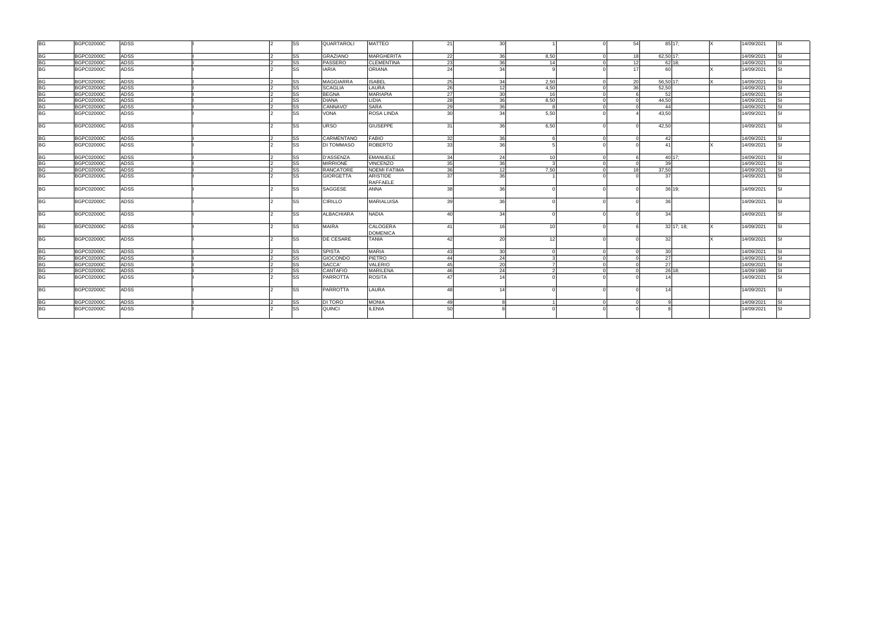| | | | | | | | | | | | | | | | | | |
|---|---|---|---|---|---|---|---|---|---|---|---|---|---|---|---|---|---|
| BG | BGPC02000C | ADSS | | I | 2 | SS | QUARTAROLI | MATTEO | 21 | 30 | 1 | 0 | 54 | 85 | 17; | X | 14/09/2021 | SI |
| BG | BGPC02000C | ADSS | | I | 2 | SS | GRAZIANO | MARGHERITA | 22 | 36 | 8,50 | 0 | 18 | 62,50 | 17; | | 14/09/2021 | SI |
| BG | BGPC02000C | ADSS | | I | 2 | SS | PASSERO | CLEMENTINA | 23 | 36 | 14 | 0 | 12 | 62 | 18; | | 14/09/2021 | SI |
| BG | BGPC02000C | ADSS | | I | 2 | SS | IARIA | ORIANA | 24 | 34 | 9 | 0 | 17 | 60 | | X | 14/09/2021 | SI |
| BG | BGPC02000C | ADSS | | I | 2 | SS | MAGGIARRA | ISABEL | 25 | 34 | 2,50 | 0 | 20 | 56,50 | 17; | X | 14/09/2021 | SI |
| BG | BGPC02000C | ADSS | | I | 2 | SS | SCAGLIA | LAURA | 26 | 12 | 4,50 | 0 | 36 | 52,50 | | | 14/09/2021 | SI |
| BG | BGPC02000C | ADSS | | I | 2 | SS | BEGNA | MARIAPIA | 27 | 30 | 16 | 0 | 6 | 52 | | | 14/09/2021 | SI |
| BG | BGPC02000C | ADSS | | I | 2 | SS | DIANA | LIDIA | 28 | 36 | 8,50 | 0 | 0 | 44,50 | | | 14/09/2021 | SI |
| BG | BGPC02000C | ADSS | | I | 2 | SS | CANNAVO' | SARA | 29 | 36 | 8 | 0 | 0 | 44 | | | 14/09/2021 | SI |
| BG | BGPC02000C | ADSS | | I | 2 | SS | VONA | ROSA LINDA | 30 | 34 | 5,50 | 0 | 4 | 43,50 | | | 14/09/2021 | SI |
| BG | BGPC02000C | ADSS | | I | 2 | SS | URSO | GIUSEPPE | 31 | 36 | 6,50 | 0 | 0 | 42,50 | | | 14/09/2021 | SI |
| BG | BGPC02000C | ADSS | | I | 2 | SS | CARMENTANO | FABIO | 32 | 36 | 6 | 0 | 0 | 42 | | | 14/09/2021 | SI |
| BG | BGPC02000C | ADSS | | I | 2 | SS | DI TOMMASO | ROBERTO | 33 | 36 | 5 | 0 | 0 | 41 | | X | 14/09/2021 | SI |
| BG | BGPC02000C | ADSS | | I | 2 | SS | D'ASSENZA | EMANUELE | 34 | 24 | 10 | 0 | 6 | 40 | 17; | | 14/09/2021 | SI |
| BG | BGPC02000C | ADSS | | I | 2 | SS | MIRRIONE | VINCENZO | 35 | 36 | 3 | 0 | 0 | 39 | | | 14/09/2021 | SI |
| BG | BGPC02000C | ADSS | | I | 2 | SS | RANCATORE | NOEMI FATIMA | 36 | 12 | 7,50 | 0 | 18 | 37,50 | | | 14/09/2021 | SI |
| BG | BGPC02000C | ADSS | | I | 2 | SS | GIORGETTA | ARISTIDE RAFFAELE | 37 | 36 | 1 | 0 | 0 | 37 | | | 14/09/2021 | SI |
| BG | BGPC02000C | ADSS | | I | 2 | SS | SAGGESE | ANNA | 38 | 36 | 0 | 0 | 0 | 36 | 19; | | 14/09/2021 | SI |
| BG | BGPC02000C | ADSS | | I | 2 | SS | CIRILLO | MARIALUISA | 39 | 36 | 0 | 0 | 0 | 36 | | | 14/09/2021 | SI |
| BG | BGPC02000C | ADSS | | I | 2 | SS | ALBACHIARA | NADIA | 40 | 34 | 0 | 0 | 0 | 34 | | | 14/09/2021 | SI |
| BG | BGPC02000C | ADSS | | I | 2 | SS | MAIRA | CALOGERA DOMENICA | 41 | 16 | 10 | 0 | 6 | 32 | 17; 18; | X | 14/09/2021 | SI |
| BG | BGPC02000C | ADSS | | I | 2 | SS | DE CESARE | TANIA | 42 | 20 | 12 | 0 | 0 | 32 | | X | 14/09/2021 | SI |
| BG | BGPC02000C | ADSS | | I | 2 | SS | SPISTA | MARIA | 43 | 30 | 0 | 0 | 0 | 30 | | | 14/09/2021 | SI |
| BG | BGPC02000C | ADSS | | I | 2 | SS | GIOCONDO | PIETRO | 44 | 24 | 3 | 0 | 0 | 27 | | | 14/09/2021 | SI |
| BG | BGPC02000C | ADSS | | I | 2 | SS | SACCA' | VALERIO | 45 | 20 | 7 | 0 | 0 | 27 | | | 14/09/2021 | SI |
| BG | BGPC02000C | ADSS | | I | 2 | SS | CANTAFIO | MARILENA | 46 | 24 | 2 | 0 | 0 | 26 | 18; | | 14/09/1980 | SI |
| BG | BGPC02000C | ADSS | | I | 2 | SS | PARROTTA | ROSITA | 47 | 14 | 0 | 0 | 0 | 14 | | | 14/09/2021 | SI |
| BG | BGPC02000C | ADSS | | I | 2 | SS | PARROTTA | LAURA | 48 | 14 | 0 | 0 | 0 | 14 | | | 14/09/2021 | SI |
| BG | BGPC02000C | ADSS | | I | 2 | SS | DI TORO | MONIA | 49 | 8 | 1 | 0 | 0 | 9 | | | 14/09/2021 | SI |
| BG | BGPC02000C | ADSS | | I | 2 | SS | QUINCI | ILENIA | 50 | 8 | 0 | 0 | 0 | 8 | | | 14/09/2021 | SI |